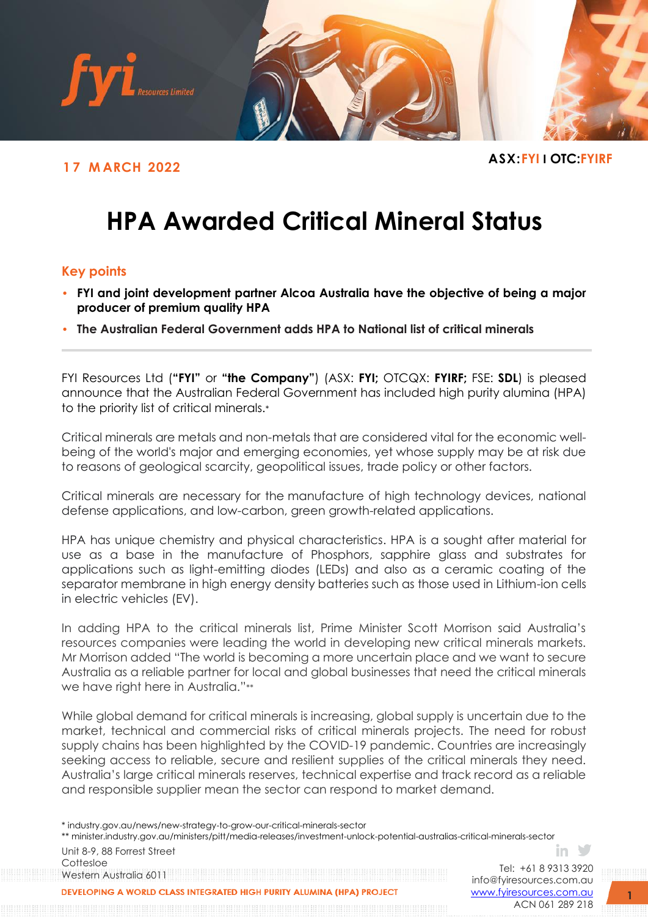**17 MARCH 2022**

**ASX:FYI I OTC:FYIRF**

# HPA Awarded Critical Mineral Status

## Key points

- **FYI and joint development partner Alcoa Australia have the objective of being a major producer of premium quality HPA**
- **The Australian Federal Government adds HPA to National list of critical minerals**

FYI Resources Ltd (**"FYI"** or **"the Company"**) (ASX: **FYI;** OTCQX: **FYIRF;** FSE: **SDL**) is pleased announce that the Australian Federal Government has included high purity alumina (HPA) to the priority list of critical minerals.*

Critical minerals are metals and non-metals that are considered vital for the economic well-being of the world's major and emerging economies, yet whose supply may be at risk due to reasons of geological scarcity, geopolitical issues, trade policy or other factors.

Critical minerals are necessary for the manufacture of high technology devices, national defense applications, and low-carbon, green growth-related applications.

HPA has unique chemistry and physical characteristics. HPA is a sought after material for use as a base in the manufacture of Phosphors, sapphire glass and substrates for applications such as light-emitting diodes (LEDs) and also as a ceramic coating of the separator membrane in high energy density batteries such as those used in Lithium-ion cells in electric vehicles (EV).

In adding HPA to the critical minerals list, Prime Minister Scott Morrison said Australia's resources companies were leading the world in developing new critical minerals markets. Mr Morrison added "The world is becoming a more uncertain place and we want to secure Australia as a reliable partner for local and global businesses that need the critical minerals we have right here in Australia."**

While global demand for critical minerals is increasing, global supply is uncertain due to the market, technical and commercial risks of critical minerals projects. The need for robust supply chains has been highlighted by the COVID-19 pandemic. Countries are increasingly seeking access to reliable, secure and resilient supplies of the critical minerals they need. Australia's large critical minerals reserves, technical expertise and track record as a reliable and responsible supplier mean the sector can respond to market demand.

\* industry.gov.au/news/new-strategy-to-grow-our-critical-minerals-sector
\*\* minister.industry.gov.au/ministers/pitt/media-releases/investment-unlock-potential-australias-critical-minerals-sector

Unit 8-9, 88 Forrest Street
Cottesloe
Western Australia 6011

Tel: +61 8 9313 3920
info@fyiresources.com.au
www.fyiresources.com.au
ACN 061 289 218

DEVELOPING A WORLD CLASS INTEGRATED HIGH PURITY ALUMINA (HPA) PROJECT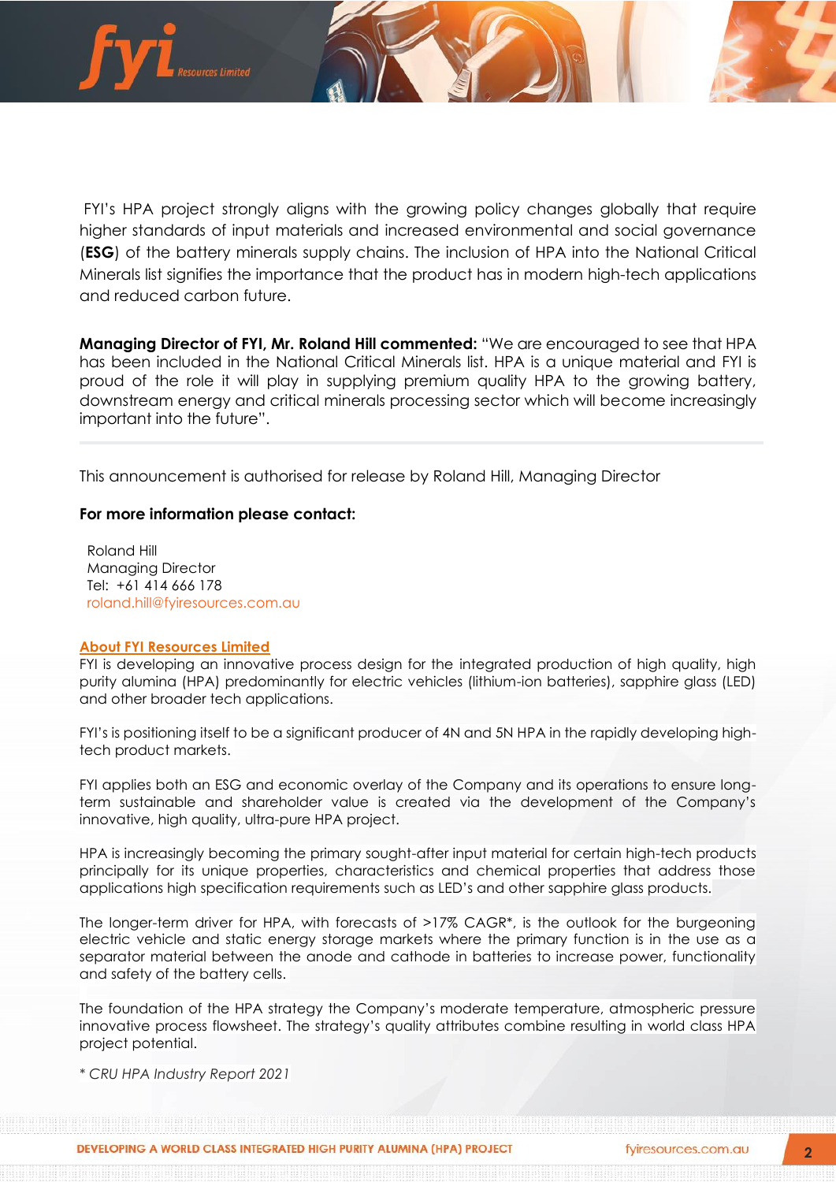FYI's HPA project strongly aligns with the growing policy changes globally that require higher standards of input materials and increased environmental and social governance (**ESG**) of the battery minerals supply chains. The inclusion of HPA into the National Critical Minerals list signifies the importance that the product has in modern high-tech applications and reduced carbon future.

**Managing Director of FYI, Mr. Roland Hill commented:** "We are encouraged to see that HPA has been included in the National Critical Minerals list. HPA is a unique material and FYI is proud of the role it will play in supplying premium quality HPA to the growing battery, downstream energy and critical minerals processing sector which will become increasingly important into the future".

---

This announcement is authorised for release by Roland Hill, Managing Director

**For more information please contact:**

Roland Hill  
Managing Director  
Tel: +61 414 666 178  
roland.hill@fyiresources.com.au

**About FYI Resources Limited**

FYI is developing an innovative process design for the integrated production of high quality, high purity alumina (HPA) predominantly for electric vehicles (lithium-ion batteries), sapphire glass (LED) and other broader tech applications.

FYI's is positioning itself to be a significant producer of 4N and 5N HPA in the rapidly developing high-tech product markets.

FYI applies both an ESG and economic overlay of the Company and its operations to ensure long-term sustainable and shareholder value is created via the development of the Company's innovative, high quality, ultra-pure HPA project.

HPA is increasingly becoming the primary sought-after input material for certain high-tech products principally for its unique properties, characteristics and chemical properties that address those applications high specification requirements such as LED's and other sapphire glass products.

The longer-term driver for HPA, with forecasts of >17% CAGR*, is the outlook for the burgeoning electric vehicle and static energy storage markets where the primary function is in the use as a separator material between the anode and cathode in batteries to increase power, functionality and safety of the battery cells.

The foundation of the HPA strategy the Company's moderate temperature, atmospheric pressure innovative process flowsheet. The strategy's quality attributes combine resulting in world class HPA project potential.

*\* CRU HPA Industry Report 2021*